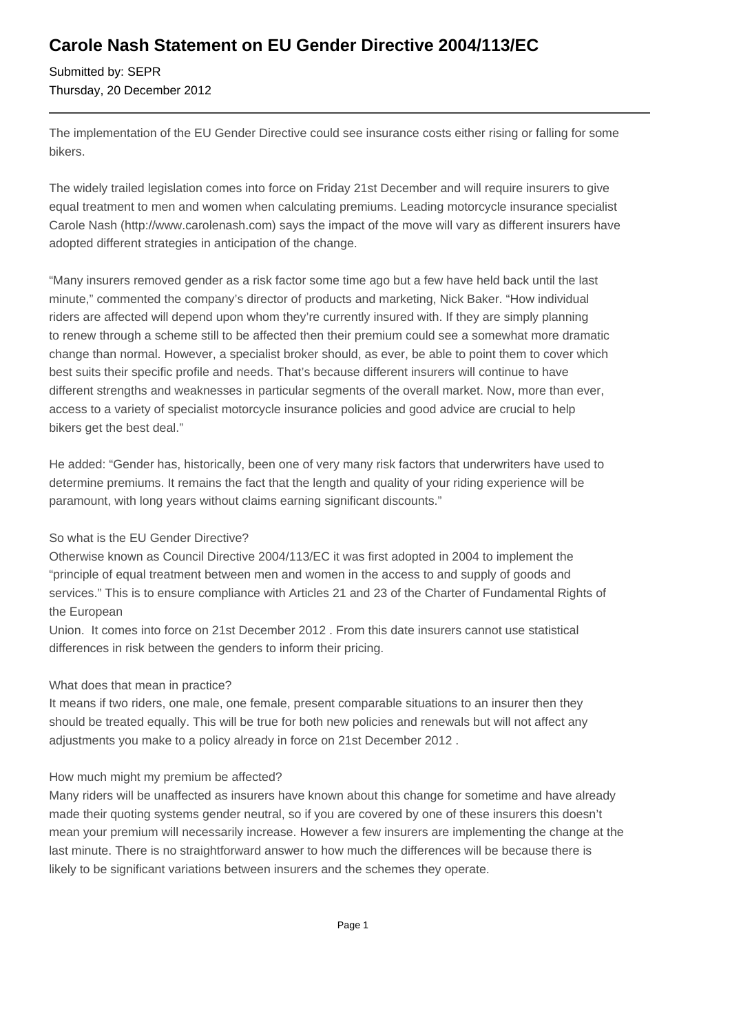# Carole Nash Statement on EU Gender Directive 2004/113/EC

Submitted by: SEPR
Thursday, 20 December 2012

---

The implementation of the EU Gender Directive could see insurance costs either rising or falling for some bikers.

The widely trailed legislation comes into force on Friday 21st December and will require insurers to give equal treatment to men and women when calculating premiums. Leading motorcycle insurance specialist Carole Nash (http://www.carolenash.com) says the impact of the move will vary as different insurers have adopted different strategies in anticipation of the change.

"Many insurers removed gender as a risk factor some time ago but a few have held back until the last minute," commented the company's director of products and marketing, Nick Baker. "How individual riders are affected will depend upon whom they're currently insured with. If they are simply planning to renew through a scheme still to be affected then their premium could see a somewhat more dramatic change than normal. However, a specialist broker should, as ever, be able to point them to cover which best suits their specific profile and needs. That's because different insurers will continue to have different strengths and weaknesses in particular segments of the overall market. Now, more than ever, access to a variety of specialist motorcycle insurance policies and good advice are crucial to help bikers get the best deal."

He added: "Gender has, historically, been one of very many risk factors that underwriters have used to determine premiums. It remains the fact that the length and quality of your riding experience will be paramount, with long years without claims earning significant discounts."

So what is the EU Gender Directive?
Otherwise known as Council Directive 2004/113/EC it was first adopted in 2004 to implement the "principle of equal treatment between men and women in the access to and supply of goods and services." This is to ensure compliance with Articles 21 and 23 of the Charter of Fundamental Rights of the European Union. It comes into force on 21st December 2012 . From this date insurers cannot use statistical differences in risk between the genders to inform their pricing.

What does that mean in practice?
It means if two riders, one male, one female, present comparable situations to an insurer then they should be treated equally. This will be true for both new policies and renewals but will not affect any adjustments you make to a policy already in force on 21st December 2012 .

How much might my premium be affected?
Many riders will be unaffected as insurers have known about this change for sometime and have already made their quoting systems gender neutral, so if you are covered by one of these insurers this doesn't mean your premium will necessarily increase. However a few insurers are implementing the change at the last minute. There is no straightforward answer to how much the differences will be because there is likely to be significant variations between insurers and the schemes they operate.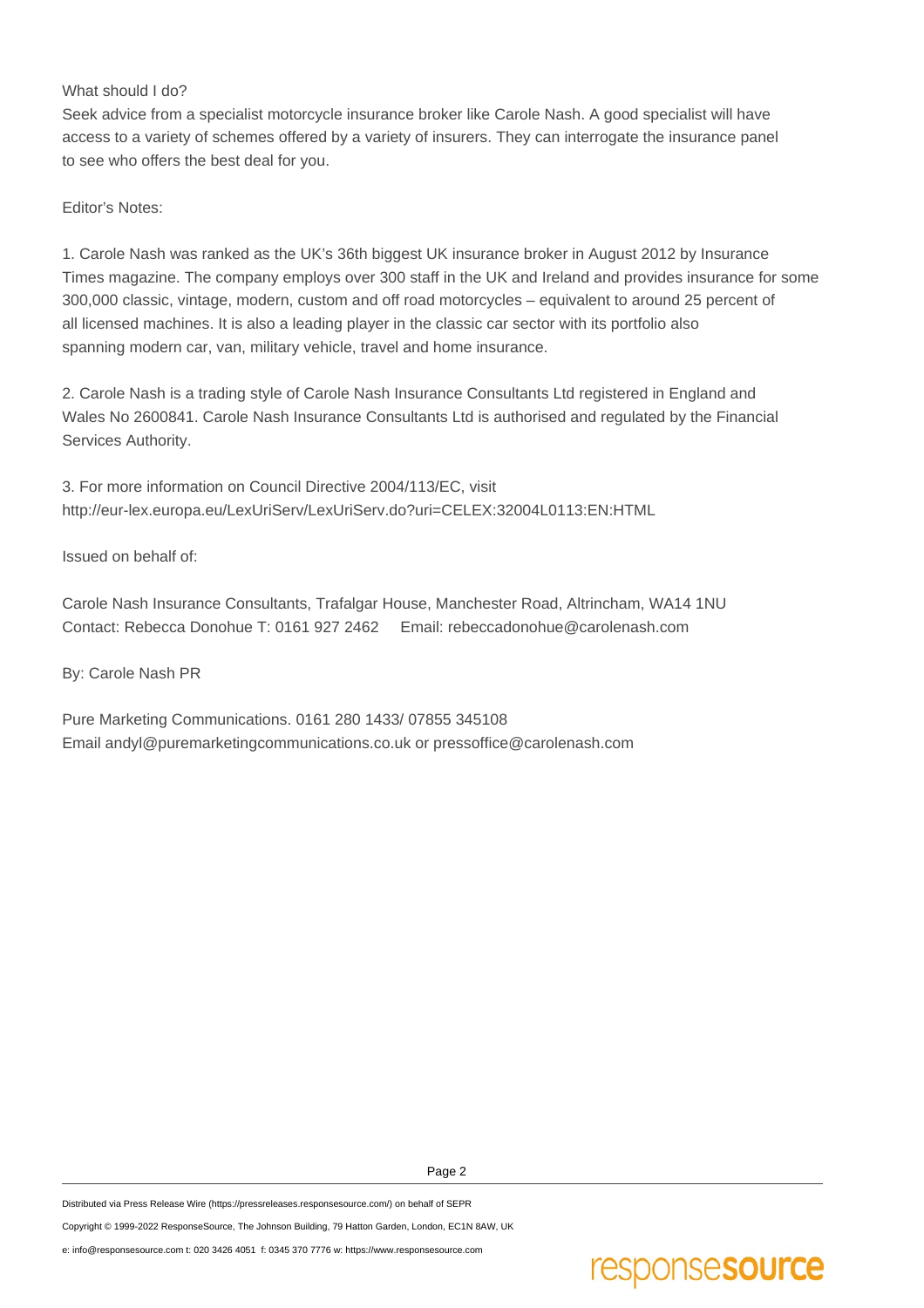What should I do?

Seek advice from a specialist motorcycle insurance broker like Carole Nash. A good specialist will have access to a variety of schemes offered by a variety of insurers. They can interrogate the insurance panel to see who offers the best deal for you.

Editor's Notes:

1. Carole Nash was ranked as the UK's 36th biggest UK insurance broker in August 2012 by Insurance Times magazine. The company employs over 300 staff in the UK and Ireland and provides insurance for some 300,000 classic, vintage, modern, custom and off road motorcycles – equivalent to around 25 percent of all licensed machines. It is also a leading player in the classic car sector with its portfolio also spanning modern car, van, military vehicle, travel and home insurance.

2. Carole Nash is a trading style of Carole Nash Insurance Consultants Ltd registered in England and Wales No 2600841. Carole Nash Insurance Consultants Ltd is authorised and regulated by the Financial Services Authority.

3. For more information on Council Directive 2004/113/EC, visit http://eur-lex.europa.eu/LexUriServ/LexUriServ.do?uri=CELEX:32004L0113:EN:HTML

Issued on behalf of:

Carole Nash Insurance Consultants, Trafalgar House, Manchester Road, Altrincham, WA14 1NU
Contact: Rebecca Donohue T: 0161 927 2462 Email: rebeccadonohue@carolenash.com

By: Carole Nash PR

Pure Marketing Communications. 0161 280 1433/ 07855 345108
Email andyl@puremarketingcommunications.co.uk or pressoffice@carolenash.com